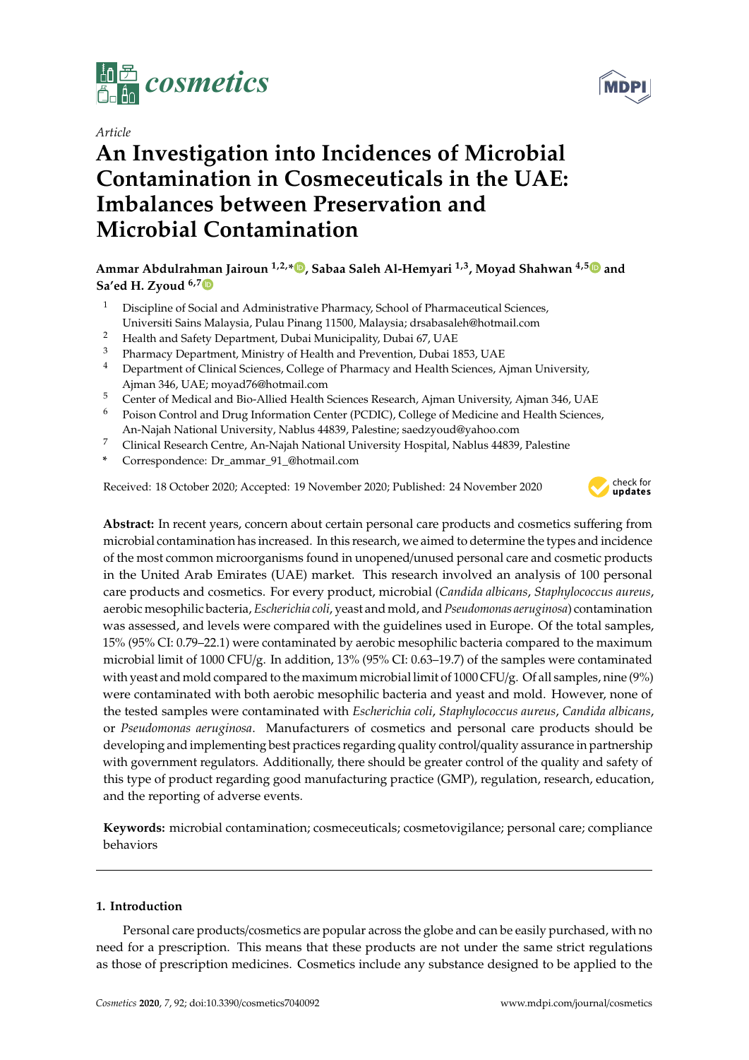*cosmetics*

Article

# An Investigation into Incidences of Microbial Contamination in Cosmeceuticals in the UAE: Imbalances between Preservation and Microbial Contamination

**Ammar Abdulrahman Jairoun [1,2,*], Sabaa Saleh Al-Hemyari [1,3], Moyad Shahwan [4,5] and Sa'ed H. Zyoud [6,7]**

1. Discipline of Social and Administrative Pharmacy, School of Pharmaceutical Sciences, Universiti Sains Malaysia, Pulau Pinang 11500, Malaysia; drsabasaleh@hotmail.com
2. Health and Safety Department, Dubai Municipality, Dubai 67, UAE
3. Pharmacy Department, Ministry of Health and Prevention, Dubai 1853, UAE
4. Department of Clinical Sciences, College of Pharmacy and Health Sciences, Ajman University, Ajman 346, UAE; moyad76@hotmail.com
5. Center of Medical and Bio-Allied Health Sciences Research, Ajman University, Ajman 346, UAE
6. Poison Control and Drug Information Center (PCDIC), College of Medicine and Health Sciences, An-Najah National University, Nablus 44839, Palestine; saedzyoud@yahoo.com
7. Clinical Research Centre, An-Najah National University Hospital, Nablus 44839, Palestine

\* Correspondence: Dr_ammar_91_@hotmail.com

Received: 18 October 2020; Accepted: 19 November 2020; Published: 24 November 2020

**Abstract:** In recent years, concern about certain personal care products and cosmetics suffering from microbial contamination has increased. In this research, we aimed to determine the types and incidence of the most common microorganisms found in unopened/unused personal care and cosmetic products in the United Arab Emirates (UAE) market. This research involved an analysis of 100 personal care products and cosmetics. For every product, microbial (*Candida albicans*, *Staphylococcus aureus*, aerobic mesophilic bacteria, *Escherichia coli*, yeast and mold, and *Pseudomonas aeruginosa*) contamination was assessed, and levels were compared with the guidelines used in Europe. Of the total samples, 15% (95% CI: 0.79–22.1) were contaminated by aerobic mesophilic bacteria compared to the maximum microbial limit of 1000 CFU/g. In addition, 13% (95% CI: 0.63–19.7) of the samples were contaminated with yeast and mold compared to the maximum microbial limit of 1000 CFU/g. Of all samples, nine (9%) were contaminated with both aerobic mesophilic bacteria and yeast and mold. However, none of the tested samples were contaminated with *Escherichia coli*, *Staphylococcus aureus*, *Candida albicans*, or *Pseudomonas aeruginosa*. Manufacturers of cosmetics and personal care products should be developing and implementing best practices regarding quality control/quality assurance in partnership with government regulators. Additionally, there should be greater control of the quality and safety of this type of product regarding good manufacturing practice (GMP), regulation, research, education, and the reporting of adverse events.

**Keywords:** microbial contamination; cosmeceuticals; cosmetovigilance; personal care; compliance behaviors

## 1. Introduction

Personal care products/cosmetics are popular across the globe and can be easily purchased, with no need for a prescription. This means that these products are not under the same strict regulations as those of prescription medicines. Cosmetics include any substance designed to be applied to the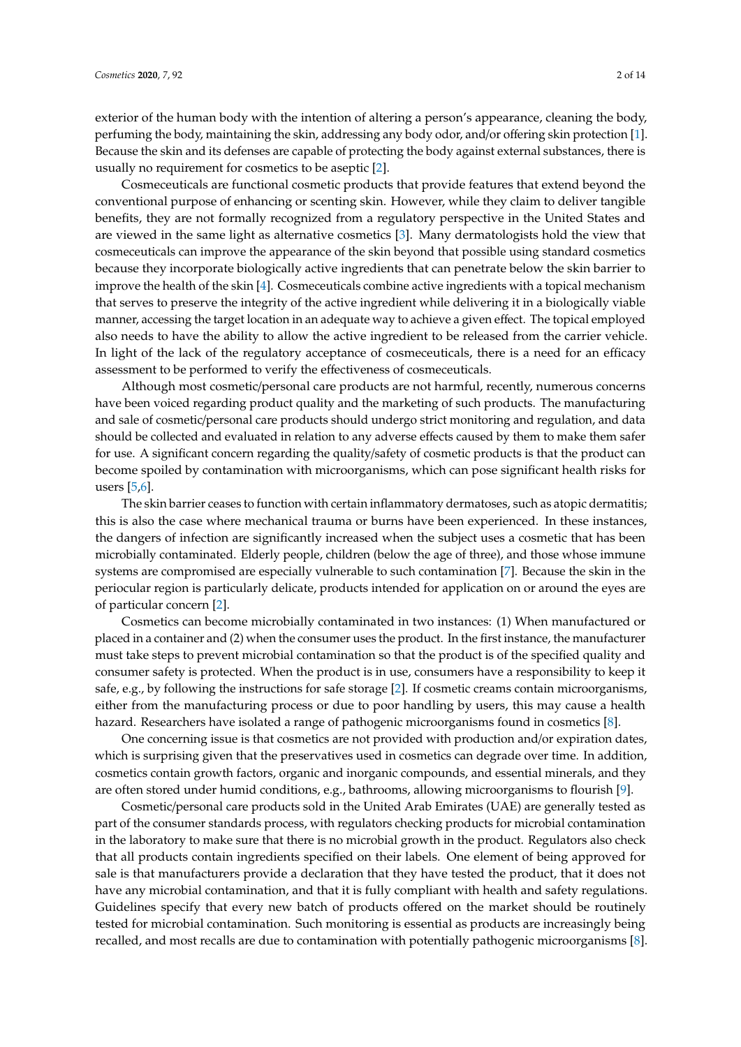exterior of the human body with the intention of altering a person's appearance, cleaning the body, perfuming the body, maintaining the skin, addressing any body odor, and/or offering skin protection [1]. Because the skin and its defenses are capable of protecting the body against external substances, there is usually no requirement for cosmetics to be aseptic [2].

Cosmeceuticals are functional cosmetic products that provide features that extend beyond the conventional purpose of enhancing or scenting skin. However, while they claim to deliver tangible benefits, they are not formally recognized from a regulatory perspective in the United States and are viewed in the same light as alternative cosmetics [3]. Many dermatologists hold the view that cosmeceuticals can improve the appearance of the skin beyond that possible using standard cosmetics because they incorporate biologically active ingredients that can penetrate below the skin barrier to improve the health of the skin [4]. Cosmeceuticals combine active ingredients with a topical mechanism that serves to preserve the integrity of the active ingredient while delivering it in a biologically viable manner, accessing the target location in an adequate way to achieve a given effect. The topical employed also needs to have the ability to allow the active ingredient to be released from the carrier vehicle. In light of the lack of the regulatory acceptance of cosmeceuticals, there is a need for an efficacy assessment to be performed to verify the effectiveness of cosmeceuticals.

Although most cosmetic/personal care products are not harmful, recently, numerous concerns have been voiced regarding product quality and the marketing of such products. The manufacturing and sale of cosmetic/personal care products should undergo strict monitoring and regulation, and data should be collected and evaluated in relation to any adverse effects caused by them to make them safer for use. A significant concern regarding the quality/safety of cosmetic products is that the product can become spoiled by contamination with microorganisms, which can pose significant health risks for users [5,6].

The skin barrier ceases to function with certain inflammatory dermatoses, such as atopic dermatitis; this is also the case where mechanical trauma or burns have been experienced. In these instances, the dangers of infection are significantly increased when the subject uses a cosmetic that has been microbially contaminated. Elderly people, children (below the age of three), and those whose immune systems are compromised are especially vulnerable to such contamination [7]. Because the skin in the periocular region is particularly delicate, products intended for application on or around the eyes are of particular concern [2].

Cosmetics can become microbially contaminated in two instances: (1) When manufactured or placed in a container and (2) when the consumer uses the product. In the first instance, the manufacturer must take steps to prevent microbial contamination so that the product is of the specified quality and consumer safety is protected. When the product is in use, consumers have a responsibility to keep it safe, e.g., by following the instructions for safe storage [2]. If cosmetic creams contain microorganisms, either from the manufacturing process or due to poor handling by users, this may cause a health hazard. Researchers have isolated a range of pathogenic microorganisms found in cosmetics [8].

One concerning issue is that cosmetics are not provided with production and/or expiration dates, which is surprising given that the preservatives used in cosmetics can degrade over time. In addition, cosmetics contain growth factors, organic and inorganic compounds, and essential minerals, and they are often stored under humid conditions, e.g., bathrooms, allowing microorganisms to flourish [9].

Cosmetic/personal care products sold in the United Arab Emirates (UAE) are generally tested as part of the consumer standards process, with regulators checking products for microbial contamination in the laboratory to make sure that there is no microbial growth in the product. Regulators also check that all products contain ingredients specified on their labels. One element of being approved for sale is that manufacturers provide a declaration that they have tested the product, that it does not have any microbial contamination, and that it is fully compliant with health and safety regulations. Guidelines specify that every new batch of products offered on the market should be routinely tested for microbial contamination. Such monitoring is essential as products are increasingly being recalled, and most recalls are due to contamination with potentially pathogenic microorganisms [8].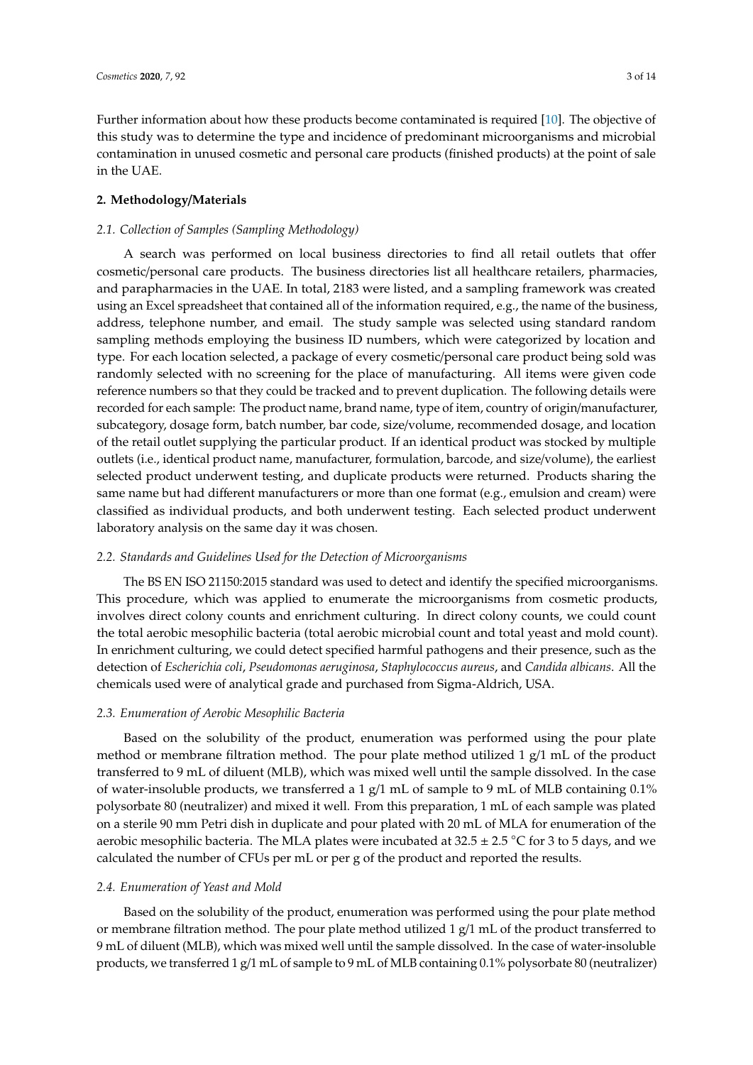Further information about how these products become contaminated is required [10]. The objective of this study was to determine the type and incidence of predominant microorganisms and microbial contamination in unused cosmetic and personal care products (finished products) at the point of sale in the UAE.

## 2. Methodology/Materials

### *2.1. Collection of Samples (Sampling Methodology)*

A search was performed on local business directories to find all retail outlets that offer cosmetic/personal care products. The business directories list all healthcare retailers, pharmacies, and parapharmacies in the UAE. In total, 2183 were listed, and a sampling framework was created using an Excel spreadsheet that contained all of the information required, e.g., the name of the business, address, telephone number, and email. The study sample was selected using standard random sampling methods employing the business ID numbers, which were categorized by location and type. For each location selected, a package of every cosmetic/personal care product being sold was randomly selected with no screening for the place of manufacturing. All items were given code reference numbers so that they could be tracked and to prevent duplication. The following details were recorded for each sample: The product name, brand name, type of item, country of origin/manufacturer, subcategory, dosage form, batch number, bar code, size/volume, recommended dosage, and location of the retail outlet supplying the particular product. If an identical product was stocked by multiple outlets (i.e., identical product name, manufacturer, formulation, barcode, and size/volume), the earliest selected product underwent testing, and duplicate products were returned. Products sharing the same name but had different manufacturers or more than one format (e.g., emulsion and cream) were classified as individual products, and both underwent testing. Each selected product underwent laboratory analysis on the same day it was chosen.

### *2.2. Standards and Guidelines Used for the Detection of Microorganisms*

The BS EN ISO 21150:2015 standard was used to detect and identify the specified microorganisms. This procedure, which was applied to enumerate the microorganisms from cosmetic products, involves direct colony counts and enrichment culturing. In direct colony counts, we could count the total aerobic mesophilic bacteria (total aerobic microbial count and total yeast and mold count). In enrichment culturing, we could detect specified harmful pathogens and their presence, such as the detection of *Escherichia coli*, *Pseudomonas aeruginosa*, *Staphylococcus aureus*, and *Candida albicans*. All the chemicals used were of analytical grade and purchased from Sigma-Aldrich, USA.

### *2.3. Enumeration of Aerobic Mesophilic Bacteria*

Based on the solubility of the product, enumeration was performed using the pour plate method or membrane filtration method. The pour plate method utilized 1 g/1 mL of the product transferred to 9 mL of diluent (MLB), which was mixed well until the sample dissolved. In the case of water-insoluble products, we transferred a 1 g/1 mL of sample to 9 mL of MLB containing 0.1% polysorbate 80 (neutralizer) and mixed it well. From this preparation, 1 mL of each sample was plated on a sterile 90 mm Petri dish in duplicate and pour plated with 20 mL of MLA for enumeration of the aerobic mesophilic bacteria. The MLA plates were incubated at $32.5 \pm 2.5$ °C for 3 to 5 days, and we calculated the number of CFUs per mL or per g of the product and reported the results.

### *2.4. Enumeration of Yeast and Mold*

Based on the solubility of the product, enumeration was performed using the pour plate method or membrane filtration method. The pour plate method utilized 1 g/1 mL of the product transferred to 9 mL of diluent (MLB), which was mixed well until the sample dissolved. In the case of water-insoluble products, we transferred 1 g/1 mL of sample to 9 mL of MLB containing 0.1% polysorbate 80 (neutralizer)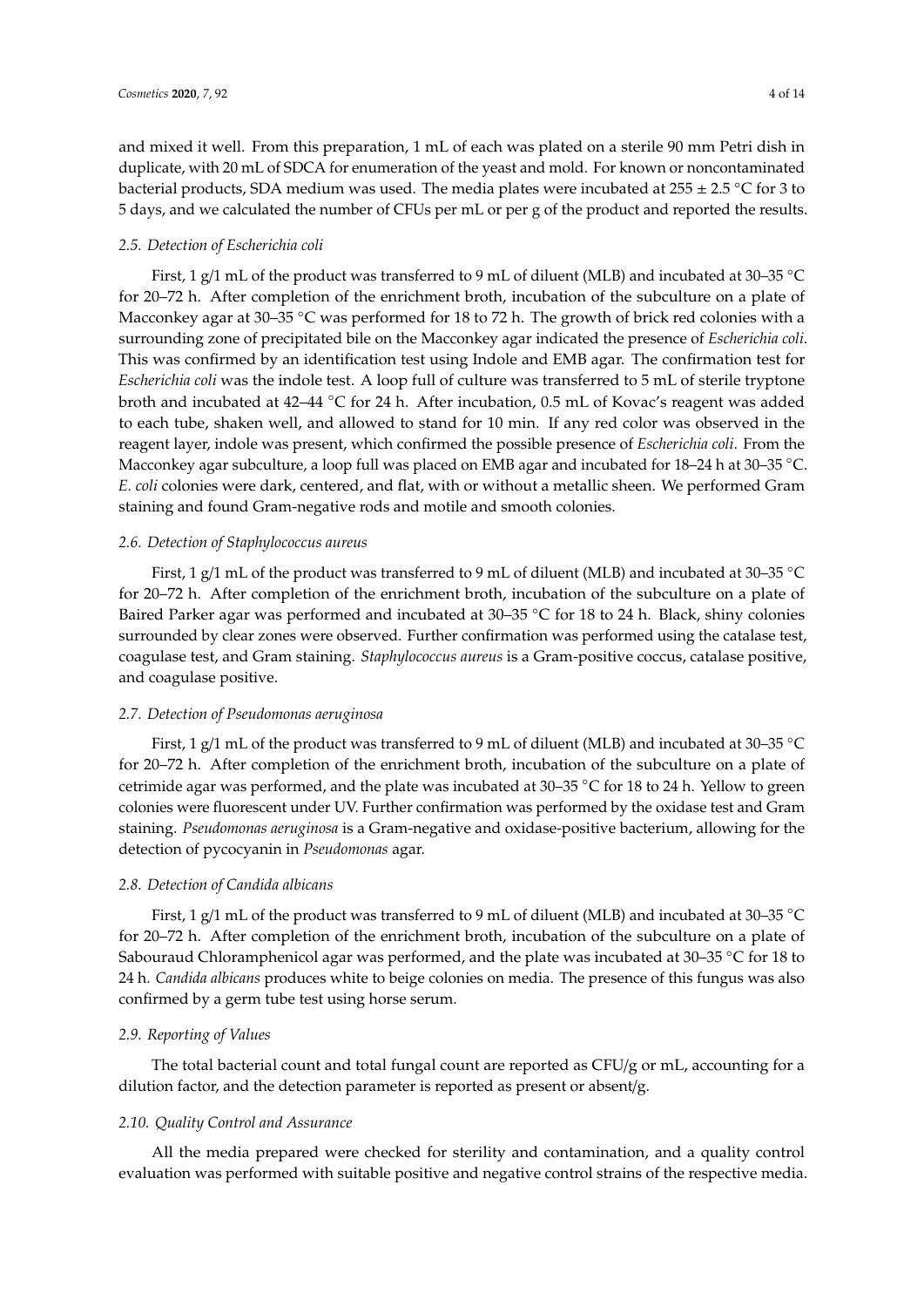and mixed it well. From this preparation, 1 mL of each was plated on a sterile 90 mm Petri dish in duplicate, with 20 mL of SDCA for enumeration of the yeast and mold. For known or noncontaminated bacterial products, SDA medium was used. The media plates were incubated at 255 ± 2.5 °C for 3 to 5 days, and we calculated the number of CFUs per mL or per g of the product and reported the results.

### *2.5. Detection of Escherichia coli*

First, 1 g/1 mL of the product was transferred to 9 mL of diluent (MLB) and incubated at 30–35 °C for 20–72 h. After completion of the enrichment broth, incubation of the subculture on a plate of Macconkey agar at 30–35 °C was performed for 18 to 72 h. The growth of brick red colonies with a surrounding zone of precipitated bile on the Macconkey agar indicated the presence of *Escherichia coli*. This was confirmed by an identification test using Indole and EMB agar. The confirmation test for *Escherichia coli* was the indole test. A loop full of culture was transferred to 5 mL of sterile tryptone broth and incubated at 42–44 °C for 24 h. After incubation, 0.5 mL of Kovac's reagent was added to each tube, shaken well, and allowed to stand for 10 min. If any red color was observed in the reagent layer, indole was present, which confirmed the possible presence of *Escherichia coli*. From the Macconkey agar subculture, a loop full was placed on EMB agar and incubated for 18–24 h at 30–35 °C. *E. coli* colonies were dark, centered, and flat, with or without a metallic sheen. We performed Gram staining and found Gram-negative rods and motile and smooth colonies.

### *2.6. Detection of Staphylococcus aureus*

First, 1 g/1 mL of the product was transferred to 9 mL of diluent (MLB) and incubated at 30–35 °C for 20–72 h. After completion of the enrichment broth, incubation of the subculture on a plate of Baired Parker agar was performed and incubated at 30–35 °C for 18 to 24 h. Black, shiny colonies surrounded by clear zones were observed. Further confirmation was performed using the catalase test, coagulase test, and Gram staining. *Staphylococcus aureus* is a Gram-positive coccus, catalase positive, and coagulase positive.

### *2.7. Detection of Pseudomonas aeruginosa*

First, 1 g/1 mL of the product was transferred to 9 mL of diluent (MLB) and incubated at 30–35 °C for 20–72 h. After completion of the enrichment broth, incubation of the subculture on a plate of cetrimide agar was performed, and the plate was incubated at 30–35 °C for 18 to 24 h. Yellow to green colonies were fluorescent under UV. Further confirmation was performed by the oxidase test and Gram staining. *Pseudomonas aeruginosa* is a Gram-negative and oxidase-positive bacterium, allowing for the detection of pycocyanin in *Pseudomonas* agar.

### *2.8. Detection of Candida albicans*

First, 1 g/1 mL of the product was transferred to 9 mL of diluent (MLB) and incubated at 30–35 °C for 20–72 h. After completion of the enrichment broth, incubation of the subculture on a plate of Sabouraud Chloramphenicol agar was performed, and the plate was incubated at 30–35 °C for 18 to 24 h. *Candida albicans* produces white to beige colonies on media. The presence of this fungus was also confirmed by a germ tube test using horse serum.

### *2.9. Reporting of Values*

The total bacterial count and total fungal count are reported as CFU/g or mL, accounting for a dilution factor, and the detection parameter is reported as present or absent/g.

### *2.10. Quality Control and Assurance*

All the media prepared were checked for sterility and contamination, and a quality control evaluation was performed with suitable positive and negative control strains of the respective media.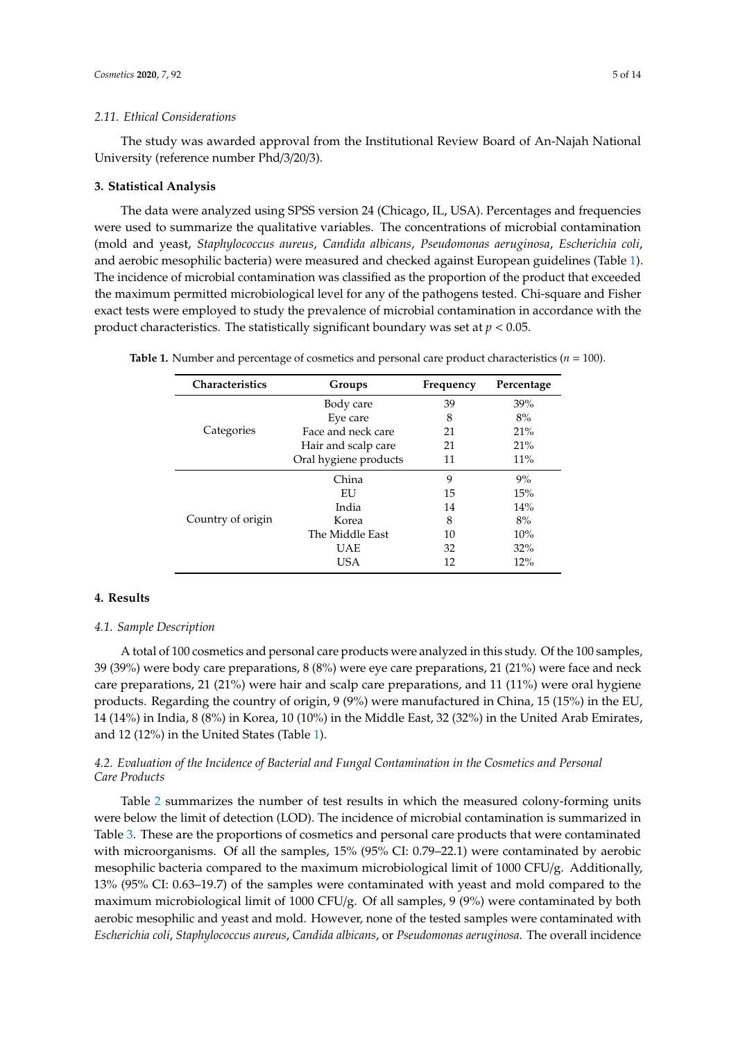### 2.11. Ethical Considerations

The study was awarded approval from the Institutional Review Board of An-Najah National University (reference number Phd/3/20/3).

## 3. Statistical Analysis

The data were analyzed using SPSS version 24 (Chicago, IL, USA). Percentages and frequencies were used to summarize the qualitative variables. The concentrations of microbial contamination (mold and yeast, *Staphylococcus aureus*, *Candida albicans*, *Pseudomonas aeruginosa*, *Escherichia coli*, and aerobic mesophilic bacteria) were measured and checked against European guidelines (Table 1). The incidence of microbial contamination was classified as the proportion of the product that exceeded the maximum permitted microbiological level for any of the pathogens tested. Chi-square and Fisher exact tests were employed to study the prevalence of microbial contamination in accordance with the product characteristics. The statistically significant boundary was set at $p < 0.05$.

**Table 1.** Number and percentage of cosmetics and personal care product characteristics ($n$ = 100).

| Characteristics | Groups | Frequency | Percentage |
|---|---|---|---|
| Categories | Body care | 39 | 39% |
| | Eye care | 8 | 8% |
| | Face and neck care | 21 | 21% |
| | Hair and scalp care | 21 | 21% |
| | Oral hygiene products | 11 | 11% |
| Country of origin | China | 9 | 9% |
| | EU | 15 | 15% |
| | India | 14 | 14% |
| | Korea | 8 | 8% |
| | The Middle East | 10 | 10% |
| | UAE | 32 | 32% |
| | USA | 12 | 12% |

## 4. Results

### 4.1. Sample Description

A total of 100 cosmetics and personal care products were analyzed in this study. Of the 100 samples, 39 (39%) were body care preparations, 8 (8%) were eye care preparations, 21 (21%) were face and neck care preparations, 21 (21%) were hair and scalp care preparations, and 11 (11%) were oral hygiene products. Regarding the country of origin, 9 (9%) were manufactured in China, 15 (15%) in the EU, 14 (14%) in India, 8 (8%) in Korea, 10 (10%) in the Middle East, 32 (32%) in the United Arab Emirates, and 12 (12%) in the United States (Table 1).

### 4.2. Evaluation of the Incidence of Bacterial and Fungal Contamination in the Cosmetics and Personal Care Products

Table 2 summarizes the number of test results in which the measured colony-forming units were below the limit of detection (LOD). The incidence of microbial contamination is summarized in Table 3. These are the proportions of cosmetics and personal care products that were contaminated with microorganisms. Of all the samples, 15% (95% CI: 0.79–22.1) were contaminated by aerobic mesophilic bacteria compared to the maximum microbiological limit of 1000 CFU/g. Additionally, 13% (95% CI: 0.63–19.7) of the samples were contaminated with yeast and mold compared to the maximum microbiological limit of 1000 CFU/g. Of all samples, 9 (9%) were contaminated by both aerobic mesophilic and yeast and mold. However, none of the tested samples were contaminated with *Escherichia coli*, *Staphylococcus aureus*, *Candida albicans*, or *Pseudomonas aeruginosa*. The overall incidence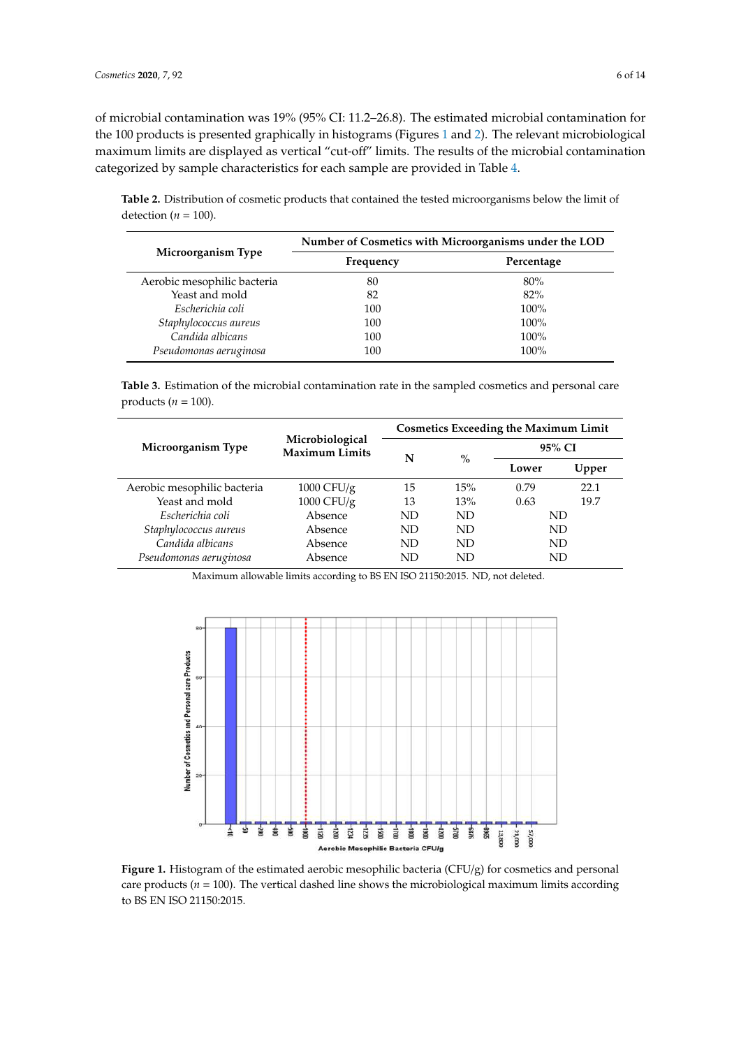of microbial contamination was 19% (95% CI: 11.2–26.8). The estimated microbial contamination for the 100 products is presented graphically in histograms (Figures 1 and 2). The relevant microbiological maximum limits are displayed as vertical "cut-off" limits. The results of the microbial contamination categorized by sample characteristics for each sample are provided in Table 4.

**Table 2.** Distribution of cosmetic products that contained the tested microorganisms below the limit of detection ($n$ = 100).

| Microorganism Type | Number of Cosmetics with Microorganisms under the LOD | |
|---|---|---|
| | Frequency | Percentage |
| Aerobic mesophilic bacteria | 80 | 80% |
| Yeast and mold | 82 | 82% |
| *Escherichia coli* | 100 | 100% |
| *Staphylococcus aureus* | 100 | 100% |
| *Candida albicans* | 100 | 100% |
| *Pseudomonas aeruginosa* | 100 | 100% |

**Table 3.** Estimation of the microbial contamination rate in the sampled cosmetics and personal care products ($n$ = 100).

| Microorganism Type | Microbiological Maximum Limits | Cosmetics Exceeding the Maximum Limit | | | |
|---|---|---|---|---|---|
| | | N | % | 95% CI | |
| | | | | Lower | Upper |
| Aerobic mesophilic bacteria | 1000 CFU/g | 15 | 15% | 0.79 | 22.1 |
| Yeast and mold | 1000 CFU/g | 13 | 13% | 0.63 | 19.7 |
| *Escherichia coli* | Absence | ND | ND | ND | |
| *Staphylococcus aureus* | Absence | ND | ND | ND | |
| *Candida albicans* | Absence | ND | ND | ND | |
| *Pseudomonas aeruginosa* | Absence | ND | ND | ND | |

Maximum allowable limits according to BS EN ISO 21150:2015. ND, not deleted.

**Figure 1.** Histogram of the estimated aerobic mesophilic bacteria (CFU/g) for cosmetics and personal care products ($n$ = 100). The vertical dashed line shows the microbiological maximum limits according to BS EN ISO 21150:2015.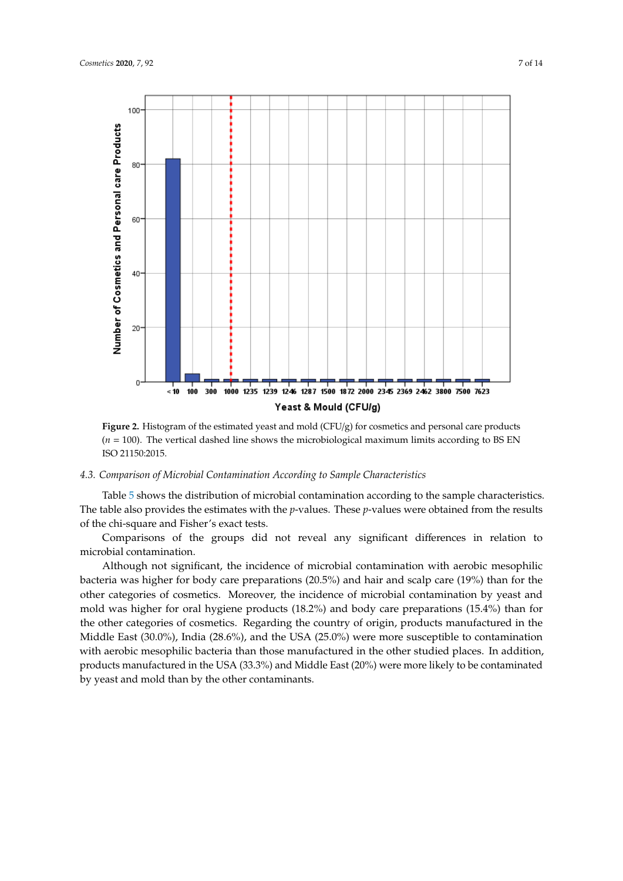**Figure 2.** Histogram of the estimated yeast and mold (CFU/g) for cosmetics and personal care products ($n$ = 100). The vertical dashed line shows the microbiological maximum limits according to BS EN ISO 21150:2015.

### 4.3. Comparison of Microbial Contamination According to Sample Characteristics

Table 5 shows the distribution of microbial contamination according to the sample characteristics. The table also provides the estimates with the $p$-values. These $p$-values were obtained from the results of the chi-square and Fisher's exact tests.

Comparisons of the groups did not reveal any significant differences in relation to microbial contamination.

Although not significant, the incidence of microbial contamination with aerobic mesophilic bacteria was higher for body care preparations (20.5%) and hair and scalp care (19%) than for the other categories of cosmetics. Moreover, the incidence of microbial contamination by yeast and mold was higher for oral hygiene products (18.2%) and body care preparations (15.4%) than for the other categories of cosmetics. Regarding the country of origin, products manufactured in the Middle East (30.0%), India (28.6%), and the USA (25.0%) were more susceptible to contamination with aerobic mesophilic bacteria than those manufactured in the other studied places. In addition, products manufactured in the USA (33.3%) and Middle East (20%) were more likely to be contaminated by yeast and mold than by the other contaminants.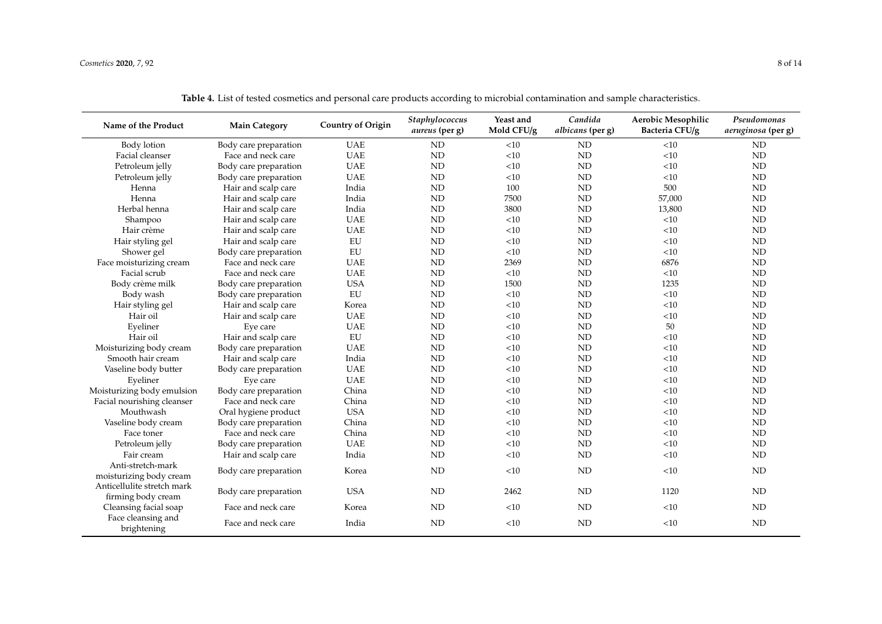**Table 4.** List of tested cosmetics and personal care products according to microbial contamination and sample characteristics.

| Name of the Product | Main Category | Country of Origin | *Staphylococcus aureus* (per g) | Yeast and Mold CFU/g | *Candida albicans* (per g) | Aerobic Mesophilic Bacteria CFU/g | *Pseudomonas aeruginosa* (per g) |
|---|---|---|---|---|---|---|---|
| Body lotion | Body care preparation | UAE | ND | <10 | ND | <10 | ND |
| Facial cleanser | Face and neck care | UAE | ND | <10 | ND | <10 | ND |
| Petroleum jelly | Body care preparation | UAE | ND | <10 | ND | <10 | ND |
| Petroleum jelly | Body care preparation | UAE | ND | <10 | ND | <10 | ND |
| Henna | Hair and scalp care | India | ND | 100 | ND | 500 | ND |
| Henna | Hair and scalp care | India | ND | 7500 | ND | 57,000 | ND |
| Herbal henna | Hair and scalp care | India | ND | 3800 | ND | 13,800 | ND |
| Shampoo | Hair and scalp care | UAE | ND | <10 | ND | <10 | ND |
| Hair crème | Hair and scalp care | UAE | ND | <10 | ND | <10 | ND |
| Hair styling gel | Hair and scalp care | EU | ND | <10 | ND | <10 | ND |
| Shower gel | Body care preparation | EU | ND | <10 | ND | <10 | ND |
| Face moisturizing cream | Face and neck care | UAE | ND | 2369 | ND | 6876 | ND |
| Facial scrub | Face and neck care | UAE | ND | <10 | ND | <10 | ND |
| Body crème milk | Body care preparation | USA | ND | 1500 | ND | 1235 | ND |
| Body wash | Body care preparation | EU | ND | <10 | ND | <10 | ND |
| Hair styling gel | Hair and scalp care | Korea | ND | <10 | ND | <10 | ND |
| Hair oil | Hair and scalp care | UAE | ND | <10 | ND | <10 | ND |
| Eyeliner | Eye care | UAE | ND | <10 | ND | 50 | ND |
| Hair oil | Hair and scalp care | EU | ND | <10 | ND | <10 | ND |
| Moisturizing body cream | Body care preparation | UAE | ND | <10 | ND | <10 | ND |
| Smooth hair cream | Hair and scalp care | India | ND | <10 | ND | <10 | ND |
| Vaseline body butter | Body care preparation | UAE | ND | <10 | ND | <10 | ND |
| Eyeliner | Eye care | UAE | ND | <10 | ND | <10 | ND |
| Moisturizing body emulsion | Body care preparation | China | ND | <10 | ND | <10 | ND |
| Facial nourishing cleanser | Face and neck care | China | ND | <10 | ND | <10 | ND |
| Mouthwash | Oral hygiene product | USA | ND | <10 | ND | <10 | ND |
| Vaseline body cream | Body care preparation | China | ND | <10 | ND | <10 | ND |
| Face toner | Face and neck care | China | ND | <10 | ND | <10 | ND |
| Petroleum jelly | Body care preparation | UAE | ND | <10 | ND | <10 | ND |
| Fair cream | Hair and scalp care | India | ND | <10 | ND | <10 | ND |
| Anti-stretch-mark moisturizing body cream | Body care preparation | Korea | ND | <10 | ND | <10 | ND |
| Anticellulite stretch mark firming body cream | Body care preparation | USA | ND | 2462 | ND | 1120 | ND |
| Cleansing facial soap | Face and neck care | Korea | ND | <10 | ND | <10 | ND |
| Face cleansing and brightening | Face and neck care | India | ND | <10 | ND | <10 | ND |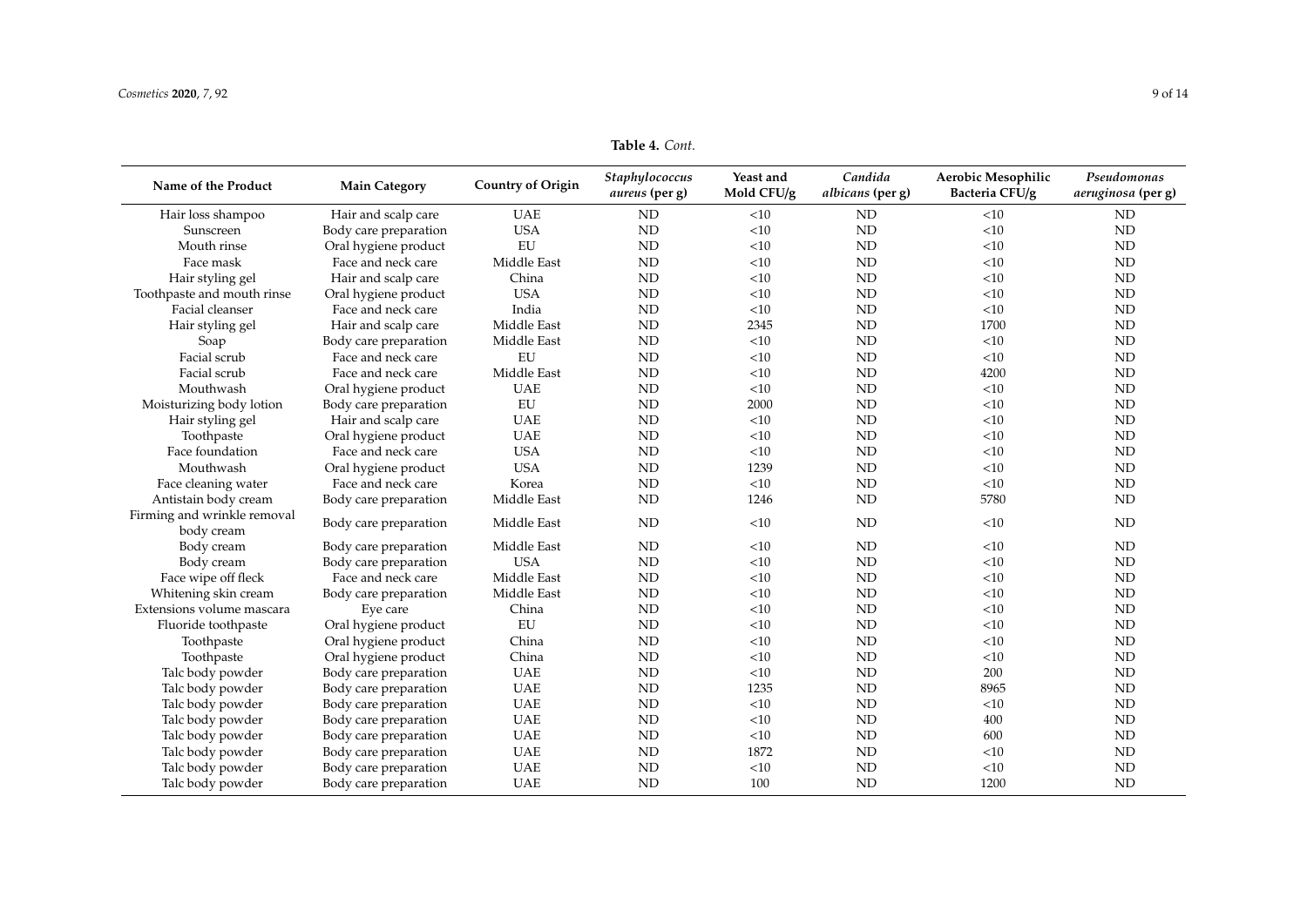**Table 4.** *Cont.*

| Name of the Product | Main Category | Country of Origin | *Staphylococcus aureus* (per g) | Yeast and Mold CFU/g | *Candida albicans* (per g) | Aerobic Mesophilic Bacteria CFU/g | *Pseudomonas aeruginosa* (per g) |
|---|---|---|---|---|---|---|---|
| Hair loss shampoo | Hair and scalp care | UAE | ND | <10 | ND | <10 | ND |
| Sunscreen | Body care preparation | USA | ND | <10 | ND | <10 | ND |
| Mouth rinse | Oral hygiene product | EU | ND | <10 | ND | <10 | ND |
| Face mask | Face and neck care | Middle East | ND | <10 | ND | <10 | ND |
| Hair styling gel | Hair and scalp care | China | ND | <10 | ND | <10 | ND |
| Toothpaste and mouth rinse | Oral hygiene product | USA | ND | <10 | ND | <10 | ND |
| Facial cleanser | Face and neck care | India | ND | <10 | ND | <10 | ND |
| Hair styling gel | Hair and scalp care | Middle East | ND | 2345 | ND | 1700 | ND |
| Soap | Body care preparation | Middle East | ND | <10 | ND | <10 | ND |
| Facial scrub | Face and neck care | EU | ND | <10 | ND | <10 | ND |
| Facial scrub | Face and neck care | Middle East | ND | <10 | ND | 4200 | ND |
| Mouthwash | Oral hygiene product | UAE | ND | <10 | ND | <10 | ND |
| Moisturizing body lotion | Body care preparation | EU | ND | 2000 | ND | <10 | ND |
| Hair styling gel | Hair and scalp care | UAE | ND | <10 | ND | <10 | ND |
| Toothpaste | Oral hygiene product | UAE | ND | <10 | ND | <10 | ND |
| Face foundation | Face and neck care | USA | ND | <10 | ND | <10 | ND |
| Mouthwash | Oral hygiene product | USA | ND | 1239 | ND | <10 | ND |
| Face cleaning water | Face and neck care | Korea | ND | <10 | ND | <10 | ND |
| Antistain body cream | Body care preparation | Middle East | ND | 1246 | ND | 5780 | ND |
| Firming and wrinkle removal body cream | Body care preparation | Middle East | ND | <10 | ND | <10 | ND |
| Body cream | Body care preparation | Middle East | ND | <10 | ND | <10 | ND |
| Body cream | Body care preparation | USA | ND | <10 | ND | <10 | ND |
| Face wipe off fleck | Face and neck care | Middle East | ND | <10 | ND | <10 | ND |
| Whitening skin cream | Body care preparation | Middle East | ND | <10 | ND | <10 | ND |
| Extensions volume mascara | Eye care | China | ND | <10 | ND | <10 | ND |
| Fluoride toothpaste | Oral hygiene product | EU | ND | <10 | ND | <10 | ND |
| Toothpaste | Oral hygiene product | China | ND | <10 | ND | <10 | ND |
| Toothpaste | Oral hygiene product | China | ND | <10 | ND | <10 | ND |
| Talc body powder | Body care preparation | UAE | ND | <10 | ND | 200 | ND |
| Talc body powder | Body care preparation | UAE | ND | 1235 | ND | 8965 | ND |
| Talc body powder | Body care preparation | UAE | ND | <10 | ND | <10 | ND |
| Talc body powder | Body care preparation | UAE | ND | <10 | ND | 400 | ND |
| Talc body powder | Body care preparation | UAE | ND | <10 | ND | 600 | ND |
| Talc body powder | Body care preparation | UAE | ND | 1872 | ND | <10 | ND |
| Talc body powder | Body care preparation | UAE | ND | <10 | ND | <10 | ND |
| Talc body powder | Body care preparation | UAE | ND | 100 | ND | 1200 | ND |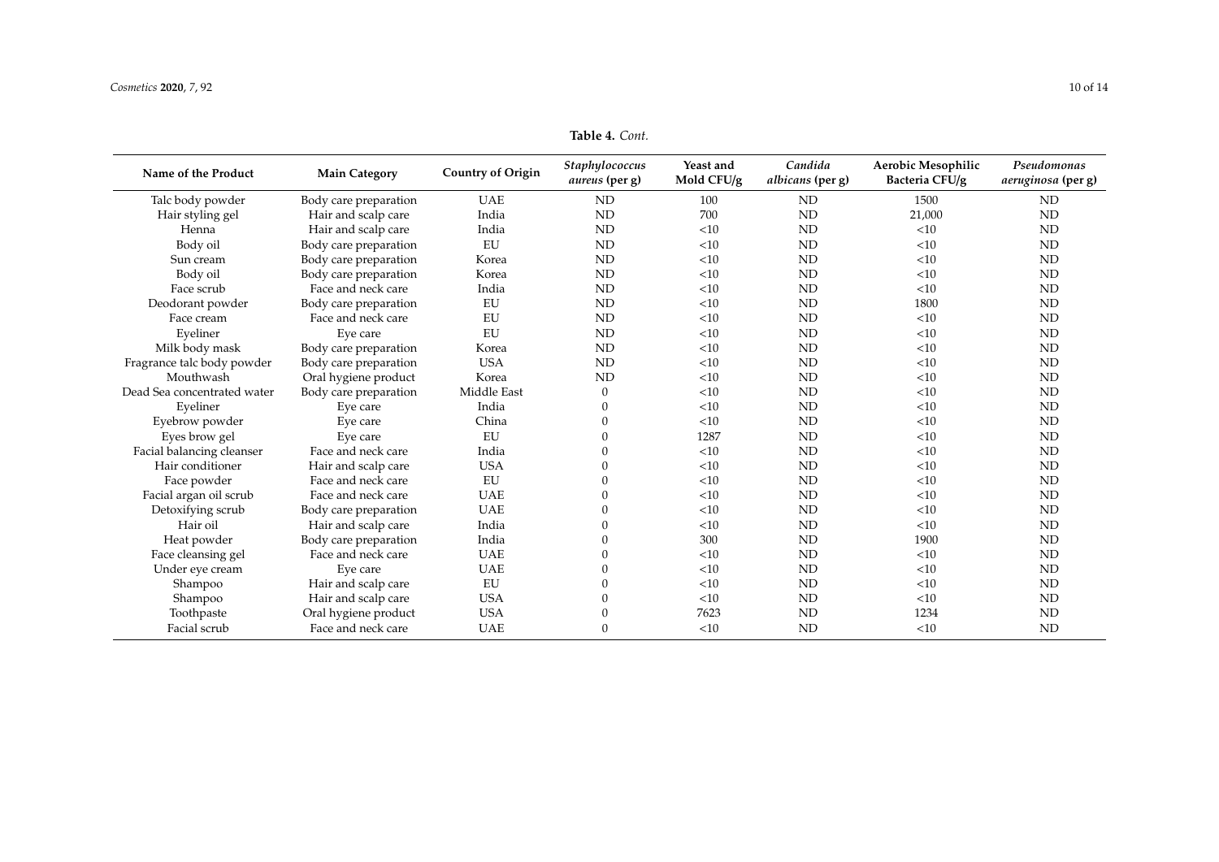**Table 4.** *Cont.*

| Name of the Product | Main Category | Country of Origin | *Staphylococcus aureus* (per g) | Yeast and Mold CFU/g | *Candida albicans* (per g) | Aerobic Mesophilic Bacteria CFU/g | *Pseudomonas aeruginosa* (per g) |
|---|---|---|---|---|---|---|---|
| Talc body powder | Body care preparation | UAE | ND | 100 | ND | 1500 | ND |
| Hair styling gel | Hair and scalp care | India | ND | 700 | ND | 21,000 | ND |
| Henna | Hair and scalp care | India | ND | <10 | ND | <10 | ND |
| Body oil | Body care preparation | EU | ND | <10 | ND | <10 | ND |
| Sun cream | Body care preparation | Korea | ND | <10 | ND | <10 | ND |
| Body oil | Body care preparation | Korea | ND | <10 | ND | <10 | ND |
| Face scrub | Face and neck care | India | ND | <10 | ND | <10 | ND |
| Deodorant powder | Body care preparation | EU | ND | <10 | ND | 1800 | ND |
| Face cream | Face and neck care | EU | ND | <10 | ND | <10 | ND |
| Eyeliner | Eye care | EU | ND | <10 | ND | <10 | ND |
| Milk body mask | Body care preparation | Korea | ND | <10 | ND | <10 | ND |
| Fragrance talc body powder | Body care preparation | USA | ND | <10 | ND | <10 | ND |
| Mouthwash | Oral hygiene product | Korea | ND | <10 | ND | <10 | ND |
| Dead Sea concentrated water | Body care preparation | Middle East | 0 | <10 | ND | <10 | ND |
| Eyeliner | Eye care | India | 0 | <10 | ND | <10 | ND |
| Eyebrow powder | Eye care | China | 0 | <10 | ND | <10 | ND |
| Eyes brow gel | Eye care | EU | 0 | 1287 | ND | <10 | ND |
| Facial balancing cleanser | Face and neck care | India | 0 | <10 | ND | <10 | ND |
| Hair conditioner | Hair and scalp care | USA | 0 | <10 | ND | <10 | ND |
| Face powder | Face and neck care | EU | 0 | <10 | ND | <10 | ND |
| Facial argan oil scrub | Face and neck care | UAE | 0 | <10 | ND | <10 | ND |
| Detoxifying scrub | Body care preparation | UAE | 0 | <10 | ND | <10 | ND |
| Hair oil | Hair and scalp care | India | 0 | <10 | ND | <10 | ND |
| Heat powder | Body care preparation | India | 0 | 300 | ND | 1900 | ND |
| Face cleansing gel | Face and neck care | UAE | 0 | <10 | ND | <10 | ND |
| Under eye cream | Eye care | UAE | 0 | <10 | ND | <10 | ND |
| Shampoo | Hair and scalp care | EU | 0 | <10 | ND | <10 | ND |
| Shampoo | Hair and scalp care | USA | 0 | <10 | ND | <10 | ND |
| Toothpaste | Oral hygiene product | USA | 0 | 7623 | ND | 1234 | ND |
| Facial scrub | Face and neck care | UAE | 0 | <10 | ND | <10 | ND |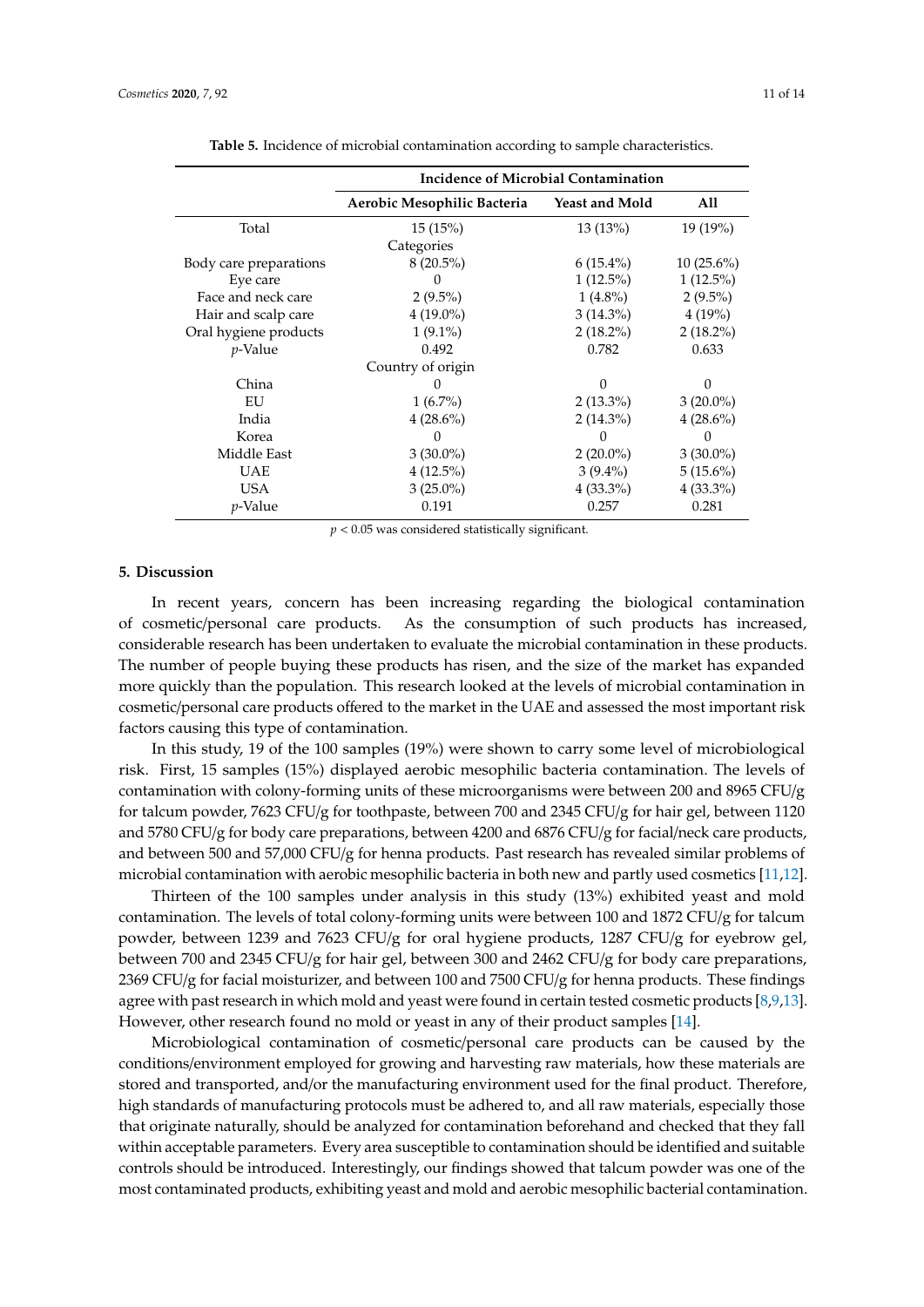**Table 5.** Incidence of microbial contamination according to sample characteristics.

| | Incidence of Microbial Contamination | | |
|---|---|---|---|
| | **Aerobic Mesophilic Bacteria** | **Yeast and Mold** | **All** |
| Total | 15 (15%) | 13 (13%) | 19 (19%) |
| | Categories | | |
| Body care preparations | 8 (20.5%) | 6 (15.4%) | 10 (25.6%) |
| Eye care | 0 | 1 (12.5%) | 1 (12.5%) |
| Face and neck care | 2 (9.5%) | 1 (4.8%) | 2 (9.5%) |
| Hair and scalp care | 4 (19.0%) | 3 (14.3%) | 4 (19%) |
| Oral hygiene products | 1 (9.1%) | 2 (18.2%) | 2 (18.2%) |
| *p*-Value | 0.492 | 0.782 | 0.633 |
| | Country of origin | | |
| China | 0 | 0 | 0 |
| EU | 1 (6.7%) | 2 (13.3%) | 3 (20.0%) |
| India | 4 (28.6%) | 2 (14.3%) | 4 (28.6%) |
| Korea | 0 | 0 | 0 |
| Middle East | 3 (30.0%) | 2 (20.0%) | 3 (30.0%) |
| UAE | 4 (12.5%) | 3 (9.4%) | 5 (15.6%) |
| USA | 3 (25.0%) | 4 (33.3%) | 4 (33.3%) |
| *p*-Value | 0.191 | 0.257 | 0.281 |

$p < 0.05$ was considered statistically significant.

## 5. Discussion

In recent years, concern has been increasing regarding the biological contamination of cosmetic/personal care products. As the consumption of such products has increased, considerable research has been undertaken to evaluate the microbial contamination in these products. The number of people buying these products has risen, and the size of the market has expanded more quickly than the population. This research looked at the levels of microbial contamination in cosmetic/personal care products offered to the market in the UAE and assessed the most important risk factors causing this type of contamination.

In this study, 19 of the 100 samples (19%) were shown to carry some level of microbiological risk. First, 15 samples (15%) displayed aerobic mesophilic bacteria contamination. The levels of contamination with colony-forming units of these microorganisms were between 200 and 8965 CFU/g for talcum powder, 7623 CFU/g for toothpaste, between 700 and 2345 CFU/g for hair gel, between 1120 and 5780 CFU/g for body care preparations, between 4200 and 6876 CFU/g for facial/neck care products, and between 500 and 57,000 CFU/g for henna products. Past research has revealed similar problems of microbial contamination with aerobic mesophilic bacteria in both new and partly used cosmetics [11,12].

Thirteen of the 100 samples under analysis in this study (13%) exhibited yeast and mold contamination. The levels of total colony-forming units were between 100 and 1872 CFU/g for talcum powder, between 1239 and 7623 CFU/g for oral hygiene products, 1287 CFU/g for eyebrow gel, between 700 and 2345 CFU/g for hair gel, between 300 and 2462 CFU/g for body care preparations, 2369 CFU/g for facial moisturizer, and between 100 and 7500 CFU/g for henna products. These findings agree with past research in which mold and yeast were found in certain tested cosmetic products [8,9,13]. However, other research found no mold or yeast in any of their product samples [14].

Microbiological contamination of cosmetic/personal care products can be caused by the conditions/environment employed for growing and harvesting raw materials, how these materials are stored and transported, and/or the manufacturing environment used for the final product. Therefore, high standards of manufacturing protocols must be adhered to, and all raw materials, especially those that originate naturally, should be analyzed for contamination beforehand and checked that they fall within acceptable parameters. Every area susceptible to contamination should be identified and suitable controls should be introduced. Interestingly, our findings showed that talcum powder was one of the most contaminated products, exhibiting yeast and mold and aerobic mesophilic bacterial contamination.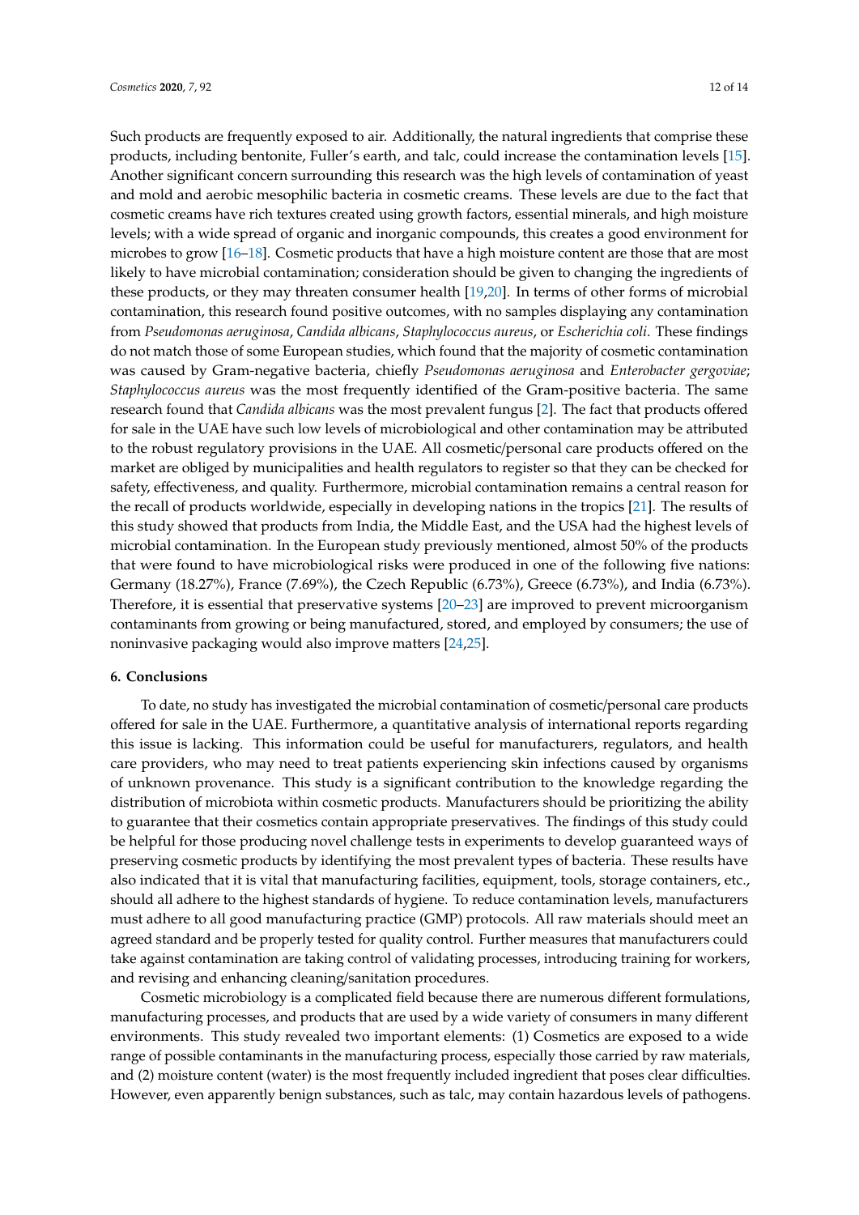Such products are frequently exposed to air. Additionally, the natural ingredients that comprise these products, including bentonite, Fuller's earth, and talc, could increase the contamination levels [15]. Another significant concern surrounding this research was the high levels of contamination of yeast and mold and aerobic mesophilic bacteria in cosmetic creams. These levels are due to the fact that cosmetic creams have rich textures created using growth factors, essential minerals, and high moisture levels; with a wide spread of organic and inorganic compounds, this creates a good environment for microbes to grow [16–18]. Cosmetic products that have a high moisture content are those that are most likely to have microbial contamination; consideration should be given to changing the ingredients of these products, or they may threaten consumer health [19,20]. In terms of other forms of microbial contamination, this research found positive outcomes, with no samples displaying any contamination from *Pseudomonas aeruginosa*, *Candida albicans*, *Staphylococcus aureus*, or *Escherichia coli*. These findings do not match those of some European studies, which found that the majority of cosmetic contamination was caused by Gram-negative bacteria, chiefly *Pseudomonas aeruginosa* and *Enterobacter gergoviae*; *Staphylococcus aureus* was the most frequently identified of the Gram-positive bacteria. The same research found that *Candida albicans* was the most prevalent fungus [2]. The fact that products offered for sale in the UAE have such low levels of microbiological and other contamination may be attributed to the robust regulatory provisions in the UAE. All cosmetic/personal care products offered on the market are obliged by municipalities and health regulators to register so that they can be checked for safety, effectiveness, and quality. Furthermore, microbial contamination remains a central reason for the recall of products worldwide, especially in developing nations in the tropics [21]. The results of this study showed that products from India, the Middle East, and the USA had the highest levels of microbial contamination. In the European study previously mentioned, almost 50% of the products that were found to have microbiological risks were produced in one of the following five nations: Germany (18.27%), France (7.69%), the Czech Republic (6.73%), Greece (6.73%), and India (6.73%). Therefore, it is essential that preservative systems [20–23] are improved to prevent microorganism contaminants from growing or being manufactured, stored, and employed by consumers; the use of noninvasive packaging would also improve matters [24,25].

## 6. Conclusions

To date, no study has investigated the microbial contamination of cosmetic/personal care products offered for sale in the UAE. Furthermore, a quantitative analysis of international reports regarding this issue is lacking. This information could be useful for manufacturers, regulators, and health care providers, who may need to treat patients experiencing skin infections caused by organisms of unknown provenance. This study is a significant contribution to the knowledge regarding the distribution of microbiota within cosmetic products. Manufacturers should be prioritizing the ability to guarantee that their cosmetics contain appropriate preservatives. The findings of this study could be helpful for those producing novel challenge tests in experiments to develop guaranteed ways of preserving cosmetic products by identifying the most prevalent types of bacteria. These results have also indicated that it is vital that manufacturing facilities, equipment, tools, storage containers, etc., should all adhere to the highest standards of hygiene. To reduce contamination levels, manufacturers must adhere to all good manufacturing practice (GMP) protocols. All raw materials should meet an agreed standard and be properly tested for quality control. Further measures that manufacturers could take against contamination are taking control of validating processes, introducing training for workers, and revising and enhancing cleaning/sanitation procedures.

Cosmetic microbiology is a complicated field because there are numerous different formulations, manufacturing processes, and products that are used by a wide variety of consumers in many different environments. This study revealed two important elements: (1) Cosmetics are exposed to a wide range of possible contaminants in the manufacturing process, especially those carried by raw materials, and (2) moisture content (water) is the most frequently included ingredient that poses clear difficulties. However, even apparently benign substances, such as talc, may contain hazardous levels of pathogens.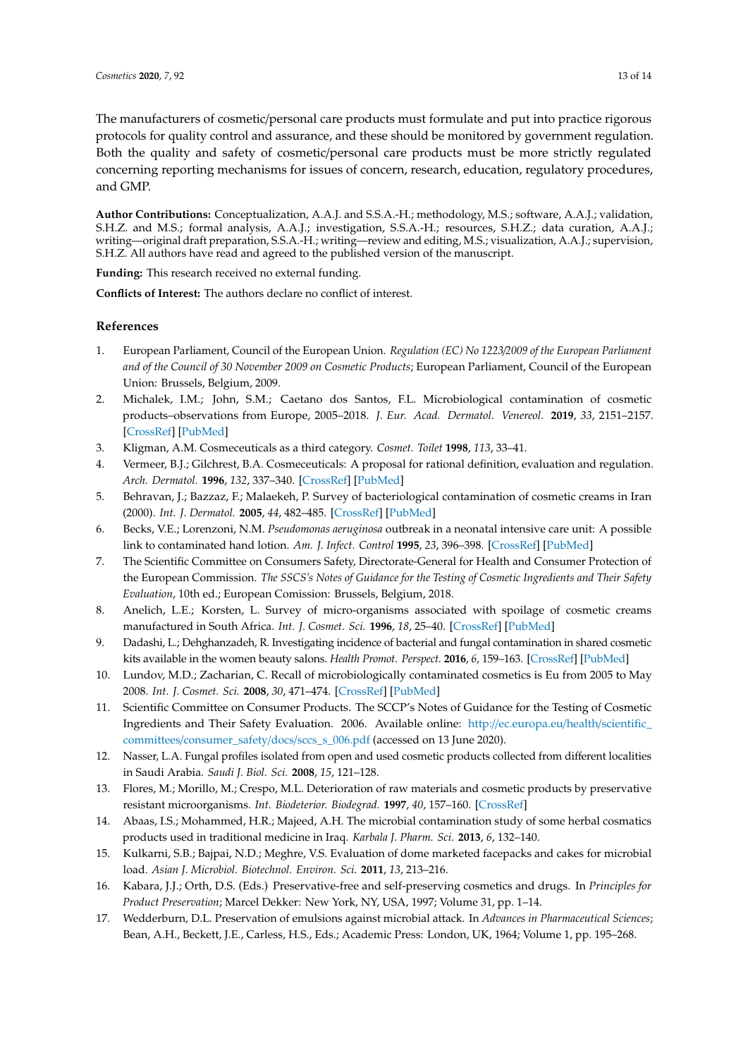The manufacturers of cosmetic/personal care products must formulate and put into practice rigorous protocols for quality control and assurance, and these should be monitored by government regulation. Both the quality and safety of cosmetic/personal care products must be more strictly regulated concerning reporting mechanisms for issues of concern, research, education, regulatory procedures, and GMP.

**Author Contributions:** Conceptualization, A.A.J. and S.S.A.-H.; methodology, M.S.; software, A.A.J.; validation, S.H.Z. and M.S.; formal analysis, A.A.J.; investigation, S.S.A.-H.; resources, S.H.Z.; data curation, A.A.J.; writing—original draft preparation, S.S.A.-H.; writing—review and editing, M.S.; visualization, A.A.J.; supervision, S.H.Z. All authors have read and agreed to the published version of the manuscript.

**Funding:** This research received no external funding.

**Conflicts of Interest:** The authors declare no conflict of interest.

## References

1. European Parliament, Council of the European Union. *Regulation (EC) No 1223/2009 of the European Parliament and of the Council of 30 November 2009 on Cosmetic Products*; European Parliament, Council of the European Union: Brussels, Belgium, 2009.
2. Michalek, I.M.; John, S.M.; Caetano dos Santos, F.L. Microbiological contamination of cosmetic products–observations from Europe, 2005–2018. *J. Eur. Acad. Dermatol. Venereol.* **2019**, *33*, 2151–2157. [CrossRef] [PubMed]
3. Kligman, A.M. Cosmeceuticals as a third category. *Cosmet. Toilet* **1998**, *113*, 33–41.
4. Vermeer, B.J.; Gilchrest, B.A. Cosmeceuticals: A proposal for rational definition, evaluation and regulation. *Arch. Dermatol.* **1996**, *132*, 337–340. [CrossRef] [PubMed]
5. Behravan, J.; Bazzaz, F.; Malaekeh, P. Survey of bacteriological contamination of cosmetic creams in Iran (2000). *Int. J. Dermatol.* **2005**, *44*, 482–485. [CrossRef] [PubMed]
6. Becks, V.E.; Lorenzoni, N.M. *Pseudomonas aeruginosa* outbreak in a neonatal intensive care unit: A possible link to contaminated hand lotion. *Am. J. Infect. Control* **1995**, *23*, 396–398. [CrossRef] [PubMed]
7. The Scientific Committee on Consumers Safety, Directorate-General for Health and Consumer Protection of the European Commission. *The SSCS's Notes of Guidance for the Testing of Cosmetic Ingredients and Their Safety Evaluation*, 10th ed.; European Comission: Brussels, Belgium, 2018.
8. Anelich, L.E.; Korsten, L. Survey of micro-organisms associated with spoilage of cosmetic creams manufactured in South Africa. *Int. J. Cosmet. Sci.* **1996**, *18*, 25–40. [CrossRef] [PubMed]
9. Dadashi, L.; Dehghanzadeh, R. Investigating incidence of bacterial and fungal contamination in shared cosmetic kits available in the women beauty salons. *Health Promot. Perspect.* **2016**, *6*, 159–163. [CrossRef] [PubMed]
10. Lundov, M.D.; Zacharian, C. Recall of microbiologically contaminated cosmetics is Eu from 2005 to May 2008. *Int. J. Cosmet. Sci.* **2008**, *30*, 471–474. [CrossRef] [PubMed]
11. Scientific Committee on Consumer Products. The SCCP's Notes of Guidance for the Testing of Cosmetic Ingredients and Their Safety Evaluation. 2006. Available online: http://ec.europa.eu/health/scientific_committees/consumer_safety/docs/sccs_s_006.pdf (accessed on 13 June 2020).
12. Nasser, L.A. Fungal profiles isolated from open and used cosmetic products collected from different localities in Saudi Arabia. *Saudi J. Biol. Sci.* **2008**, *15*, 121–128.
13. Flores, M.; Morillo, M.; Crespo, M.L. Deterioration of raw materials and cosmetic products by preservative resistant microorganisms. *Int. Biodeterior. Biodegrad.* **1997**, *40*, 157–160. [CrossRef]
14. Abaas, I.S.; Mohammed, H.R.; Majeed, A.H. The microbial contamination study of some herbal cosmatics products used in traditional medicine in Iraq. *Karbala J. Pharm. Sci.* **2013**, *6*, 132–140.
15. Kulkarni, S.B.; Bajpai, N.D.; Meghre, V.S. Evaluation of dome marketed facepacks and cakes for microbial load. *Asian J. Microbiol. Biotechnol. Environ. Sci.* **2011**, *13*, 213–216.
16. Kabara, J.J.; Orth, D.S. (Eds.) Preservative-free and self-preserving cosmetics and drugs. In *Principles for Product Preservation*; Marcel Dekker: New York, NY, USA, 1997; Volume 31, pp. 1–14.
17. Wedderburn, D.L. Preservation of emulsions against microbial attack. In *Advances in Pharmaceutical Sciences*; Bean, A.H., Beckett, J.E., Carless, H.S., Eds.; Academic Press: London, UK, 1964; Volume 1, pp. 195–268.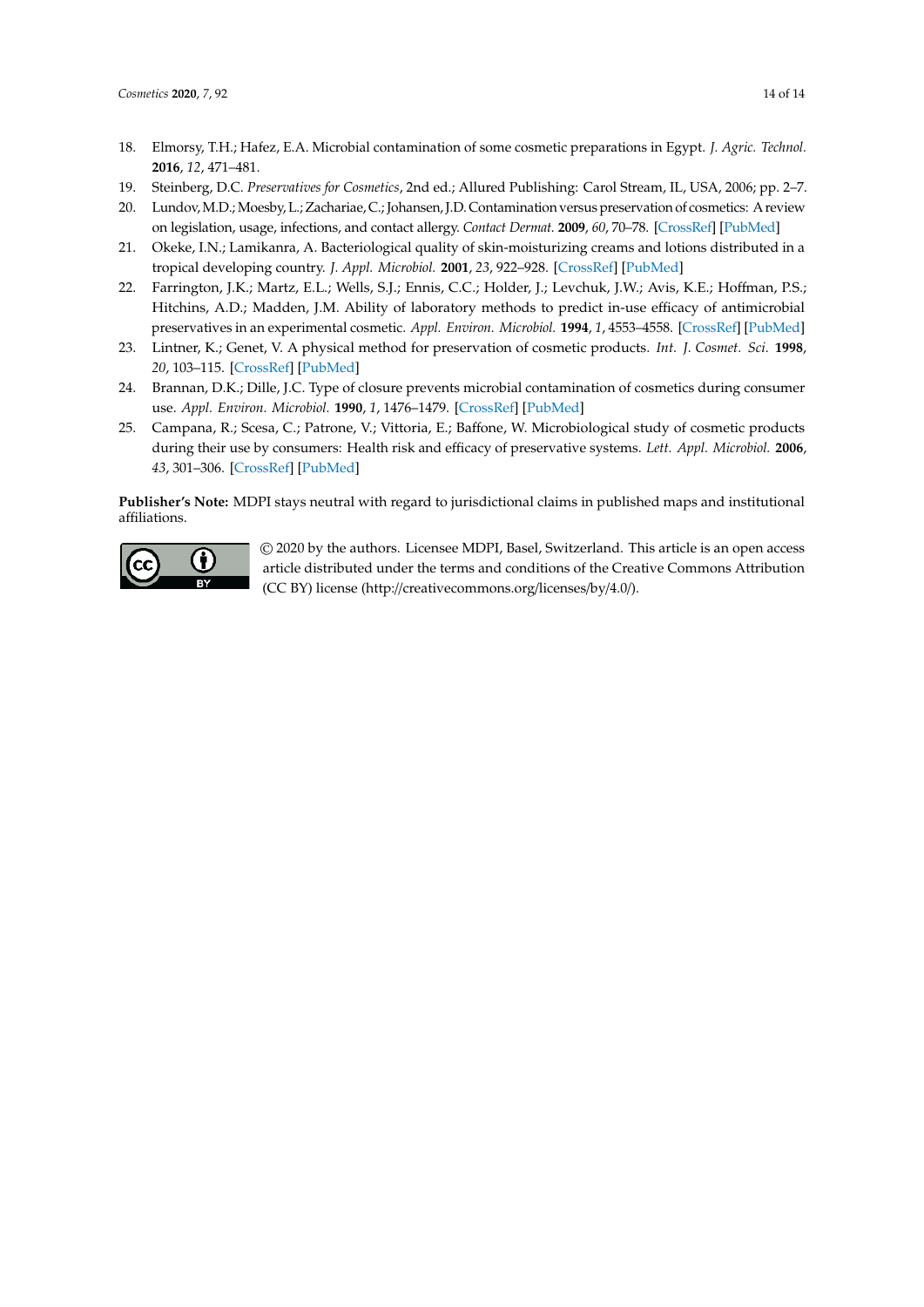18. Elmorsy, T.H.; Hafez, E.A. Microbial contamination of some cosmetic preparations in Egypt. *J. Agric. Technol.* **2016**, *12*, 471–481.
19. Steinberg, D.C. *Preservatives for Cosmetics*, 2nd ed.; Allured Publishing: Carol Stream, IL, USA, 2006; pp. 2–7.
20. Lundov, M.D.; Moesby, L.; Zachariae, C.; Johansen, J.D. Contamination versus preservation of cosmetics: A review on legislation, usage, infections, and contact allergy. *Contact Dermat.* **2009**, *60*, 70–78. [CrossRef] [PubMed]
21. Okeke, I.N.; Lamikanra, A. Bacteriological quality of skin-moisturizing creams and lotions distributed in a tropical developing country. *J. Appl. Microbiol.* **2001**, *23*, 922–928. [CrossRef] [PubMed]
22. Farrington, J.K.; Martz, E.L.; Wells, S.J.; Ennis, C.C.; Holder, J.; Levchuk, J.W.; Avis, K.E.; Hoffman, P.S.; Hitchins, A.D.; Madden, J.M. Ability of laboratory methods to predict in-use efficacy of antimicrobial preservatives in an experimental cosmetic. *Appl. Environ. Microbiol.* **1994**, *1*, 4553–4558. [CrossRef] [PubMed]
23. Lintner, K.; Genet, V. A physical method for preservation of cosmetic products. *Int. J. Cosmet. Sci.* **1998**, *20*, 103–115. [CrossRef] [PubMed]
24. Brannan, D.K.; Dille, J.C. Type of closure prevents microbial contamination of cosmetics during consumer use. *Appl. Environ. Microbiol.* **1990**, *1*, 1476–1479. [CrossRef] [PubMed]
25. Campana, R.; Scesa, C.; Patrone, V.; Vittoria, E.; Baffone, W. Microbiological study of cosmetic products during their use by consumers: Health risk and efficacy of preservative systems. *Lett. Appl. Microbiol.* **2006**, *43*, 301–306. [CrossRef] [PubMed]

**Publisher's Note:** MDPI stays neutral with regard to jurisdictional claims in published maps and institutional affiliations.

© 2020 by the authors. Licensee MDPI, Basel, Switzerland. This article is an open access article distributed under the terms and conditions of the Creative Commons Attribution (CC BY) license (http://creativecommons.org/licenses/by/4.0/).